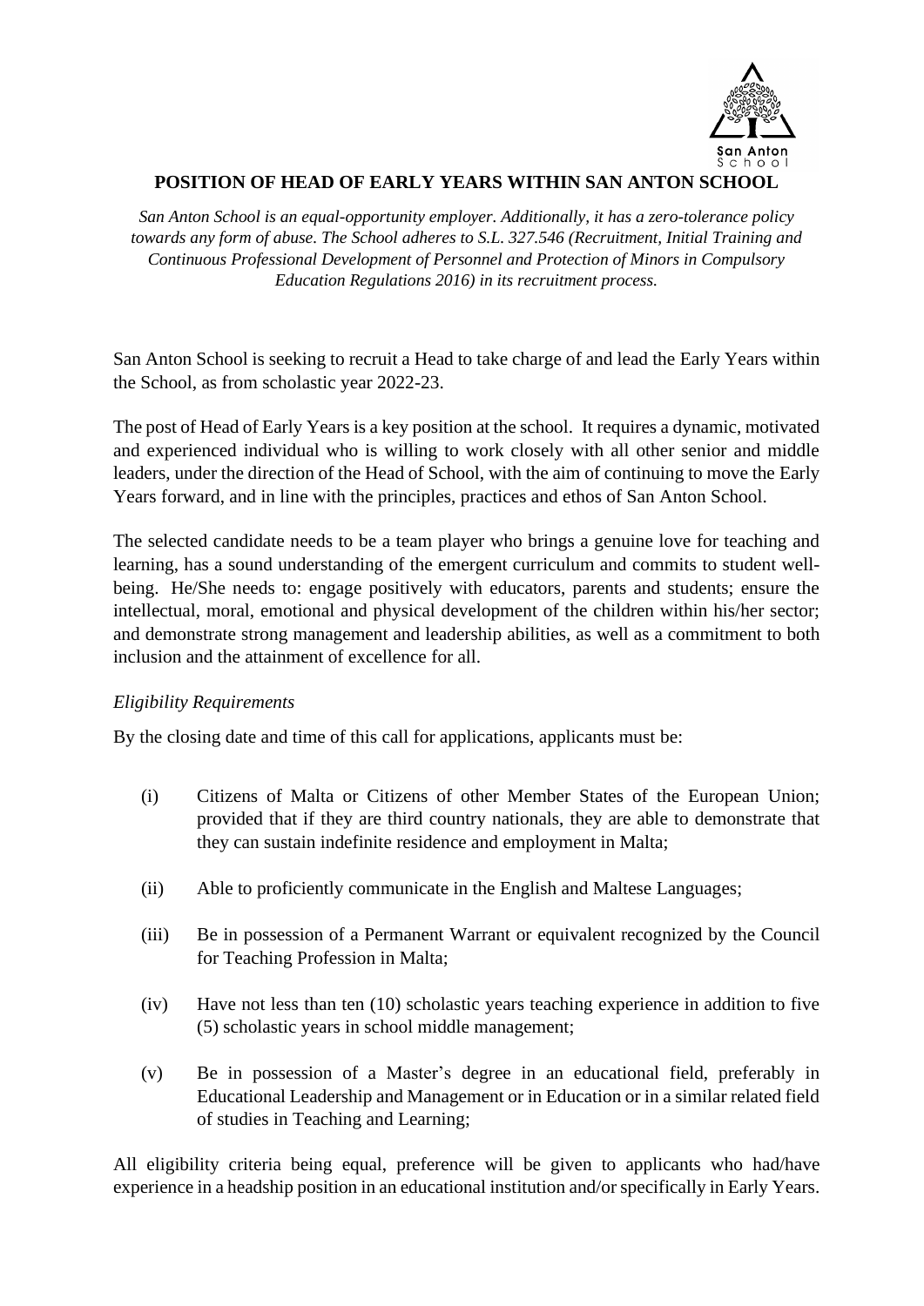# POSITION OF HEAD OF EARLY YEARS WITHIN SAN ANTON SCHOOL

*San Anton School is an equal-opportunity employer. Additionally, it has a zero-tolerance policy towards any form of abuse. The School adheres to S.L. 327.546 (Recruitment, Initial Training and Continuous Professional Development of Personnel and Protection of Minors in Compulsory Education Regulations 2016) in its recruitment process.*

San Anton School is seeking to recruit a Head to take charge of and lead the Early Years within the School, as from scholastic year 2022-23.

The post of Head of Early Years is a key position at the school. It requires a dynamic, motivated and experienced individual who is willing to work closely with all other senior and middle leaders, under the direction of the Head of School, with the aim of continuing to move the Early Years forward, and in line with the principles, practices and ethos of San Anton School.

The selected candidate needs to be a team player who brings a genuine love for teaching and learning, has a sound understanding of the emergent curriculum and commits to student well-being. He/She needs to: engage positively with educators, parents and students; ensure the intellectual, moral, emotional and physical development of the children within his/her sector; and demonstrate strong management and leadership abilities, as well as a commitment to both inclusion and the attainment of excellence for all.

*Eligibility Requirements*

By the closing date and time of this call for applications, applicants must be:

(i) Citizens of Malta or Citizens of other Member States of the European Union; provided that if they are third country nationals, they are able to demonstrate that they can sustain indefinite residence and employment in Malta;

(ii) Able to proficiently communicate in the English and Maltese Languages;

(iii) Be in possession of a Permanent Warrant or equivalent recognized by the Council for Teaching Profession in Malta;

(iv) Have not less than ten (10) scholastic years teaching experience in addition to five (5) scholastic years in school middle management;

(v) Be in possession of a Master's degree in an educational field, preferably in Educational Leadership and Management or in Education or in a similar related field of studies in Teaching and Learning;

All eligibility criteria being equal, preference will be given to applicants who had/have experience in a headship position in an educational institution and/or specifically in Early Years.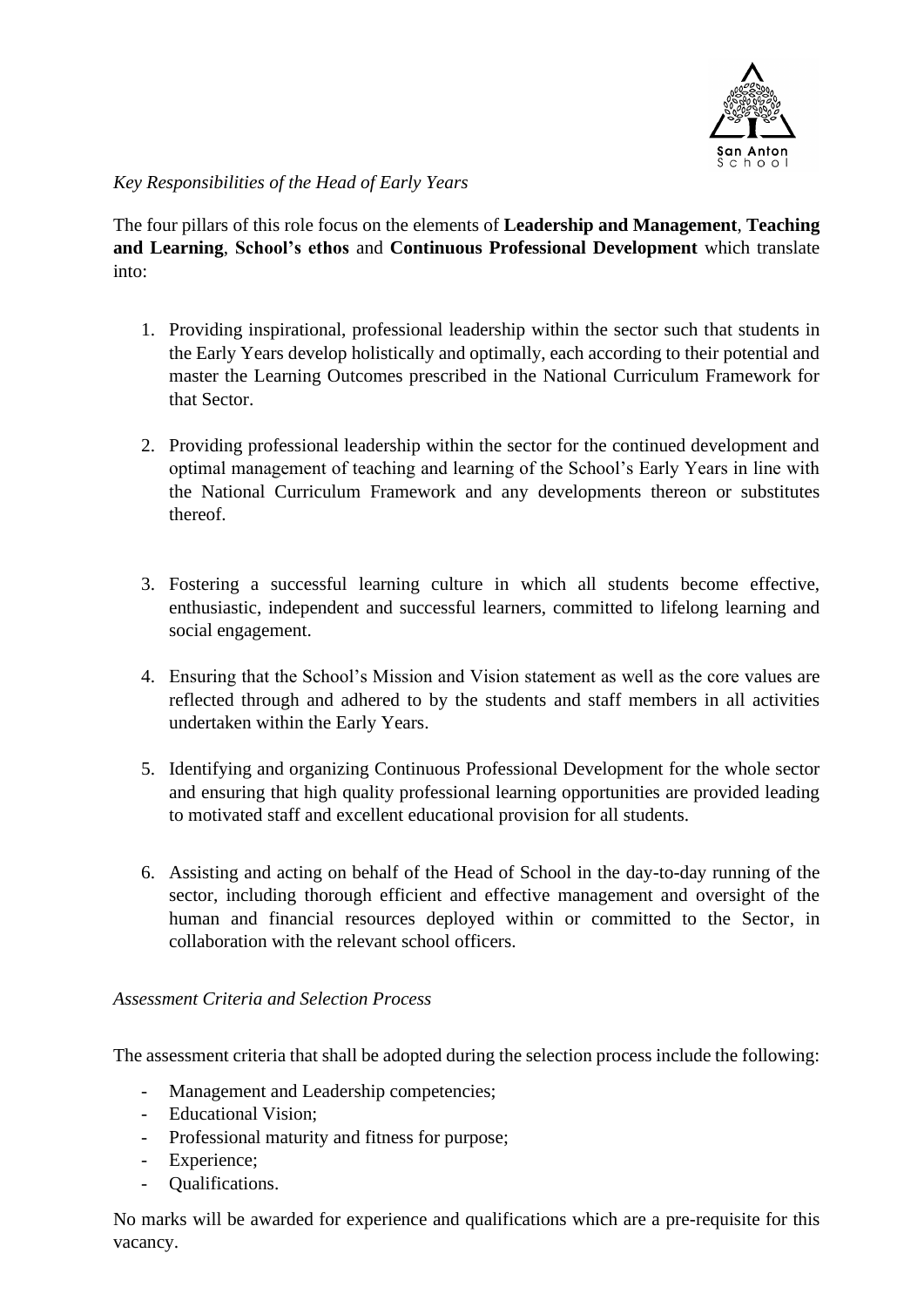*Key Responsibilities of the Head of Early Years*

The four pillars of this role focus on the elements of **Leadership and Management**, **Teaching and Learning**, **School's ethos** and **Continuous Professional Development** which translate into:

1. Providing inspirational, professional leadership within the sector such that students in the Early Years develop holistically and optimally, each according to their potential and master the Learning Outcomes prescribed in the National Curriculum Framework for that Sector.

2. Providing professional leadership within the sector for the continued development and optimal management of teaching and learning of the School's Early Years in line with the National Curriculum Framework and any developments thereon or substitutes thereof.

3. Fostering a successful learning culture in which all students become effective, enthusiastic, independent and successful learners, committed to lifelong learning and social engagement.

4. Ensuring that the School's Mission and Vision statement as well as the core values are reflected through and adhered to by the students and staff members in all activities undertaken within the Early Years.

5. Identifying and organizing Continuous Professional Development for the whole sector and ensuring that high quality professional learning opportunities are provided leading to motivated staff and excellent educational provision for all students.

6. Assisting and acting on behalf of the Head of School in the day-to-day running of the sector, including thorough efficient and effective management and oversight of the human and financial resources deployed within or committed to the Sector, in collaboration with the relevant school officers.

*Assessment Criteria and Selection Process*

The assessment criteria that shall be adopted during the selection process include the following:

- Management and Leadership competencies;
- Educational Vision;
- Professional maturity and fitness for purpose;
- Experience;
- Qualifications.

No marks will be awarded for experience and qualifications which are a pre-requisite for this vacancy.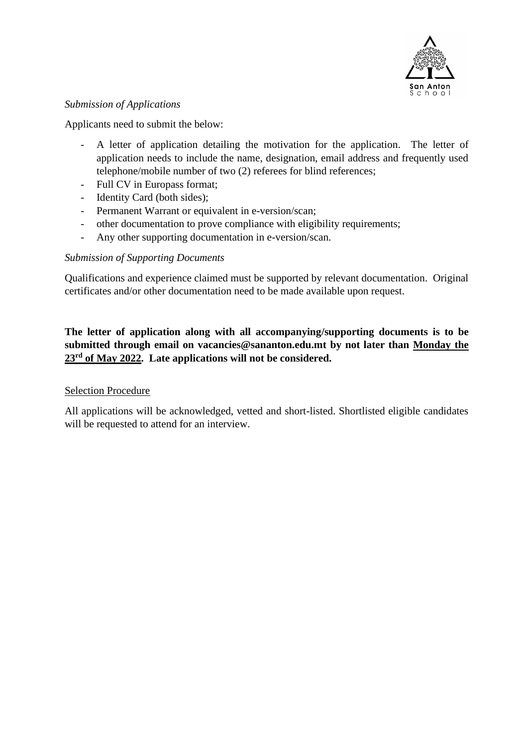*Submission of Applications*

Applicants need to submit the below:

- A letter of application detailing the motivation for the application. The letter of application needs to include the name, designation, email address and frequently used telephone/mobile number of two (2) referees for blind references;
- Full CV in Europass format;
- Identity Card (both sides);
- Permanent Warrant or equivalent in e-version/scan;
- other documentation to prove compliance with eligibility requirements;
- Any other supporting documentation in e-version/scan.

*Submission of Supporting Documents*

Qualifications and experience claimed must be supported by relevant documentation. Original certificates and/or other documentation need to be made available upon request.

**The letter of application along with all accompanying/supporting documents is to be submitted through email on vacancies@sananton.edu.mt by not later than <u>Monday the 23rd of May 2022</u>. Late applications will not be considered.**

<u>Selection Procedure</u>

All applications will be acknowledged, vetted and short-listed. Shortlisted eligible candidates will be requested to attend for an interview.